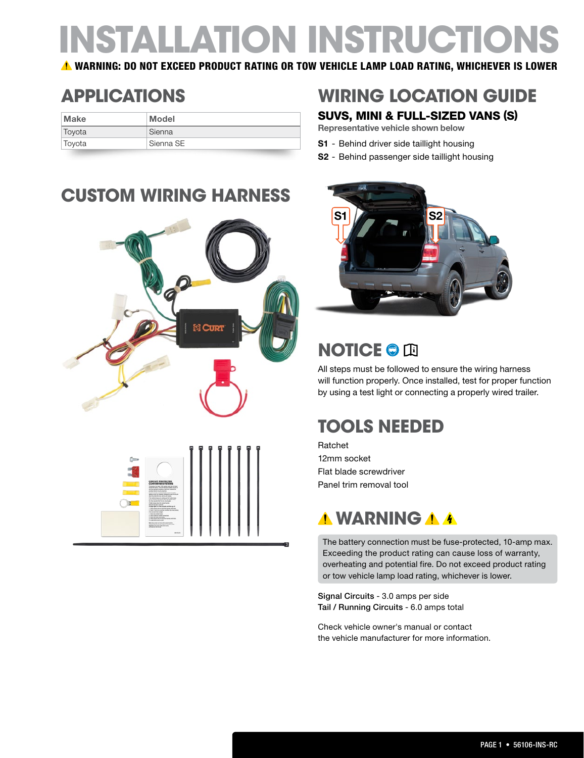# INSTALLATION INSTRUCTIONS

⚠ **WARNING: DO NOT EXCEED PRODUCT RATING OR TOW VEHICLE LAMP LOAD RATING, WHICHEVER IS LOWER**

## APPLICATIONS

| Make | Model |
|---|---|
| Toyota | Sienna |
| Toyota | Sienna SE |

## CUSTOM WIRING HARNESS

## WIRING LOCATION GUIDE

### SUVS, MINI & FULL-SIZED VANS (S)

**Representative vehicle shown below**

**S1** - Behind driver side taillight housing

**S2** - Behind passenger side taillight housing

## NOTICE

All steps must be followed to ensure the wiring harness will function properly. Once installed, test for proper function by using a test light or connecting a properly wired trailer.

## TOOLS NEEDED

Ratchet
12mm socket
Flat blade screwdriver
Panel trim removal tool

## ⚠ WARNING ⚠ ⚠

The battery connection must be fuse-protected, 10-amp max. Exceeding the product rating can cause loss of warranty, overheating and potential fire. Do not exceed product rating or tow vehicle lamp load rating, whichever is lower.

Signal Circuits - 3.0 amps per side
Tail / Running Circuits - 6.0 amps total

Check vehicle owner's manual or contact the vehicle manufacturer for more information.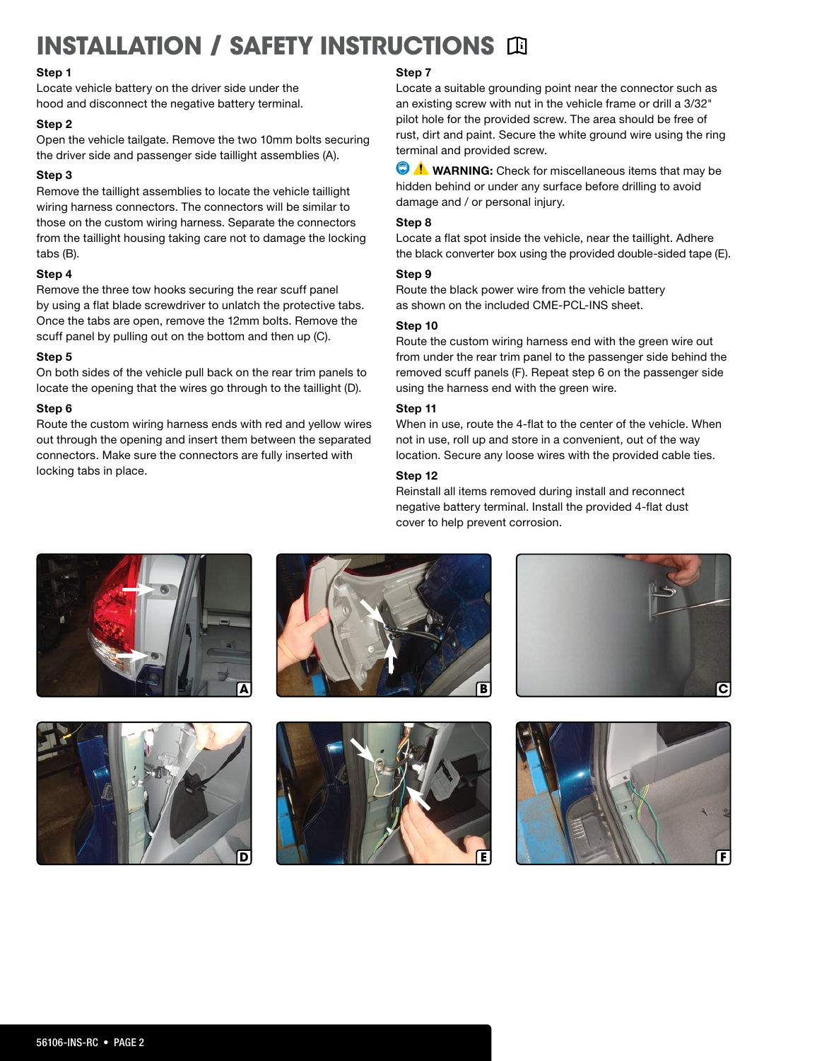# INSTALLATION / SAFETY INSTRUCTIONS

**Step 1**
Locate vehicle battery on the driver side under the hood and disconnect the negative battery terminal.

**Step 2**
Open the vehicle tailgate. Remove the two 10mm bolts securing the driver side and passenger side taillight assemblies (A).

**Step 3**
Remove the taillight assemblies to locate the vehicle taillight wiring harness connectors. The connectors will be similar to those on the custom wiring harness. Separate the connectors from the taillight housing taking care not to damage the locking tabs (B).

**Step 4**
Remove the three tow hooks securing the rear scuff panel by using a flat blade screwdriver to unlatch the protective tabs. Once the tabs are open, remove the 12mm bolts. Remove the scuff panel by pulling out on the bottom and then up (C).

**Step 5**
On both sides of the vehicle pull back on the rear trim panels to locate the opening that the wires go through to the taillight (D).

**Step 6**
Route the custom wiring harness ends with red and yellow wires out through the opening and insert them between the separated connectors. Make sure the connectors are fully inserted with locking tabs in place.

**Step 7**
Locate a suitable grounding point near the connector such as an existing screw with nut in the vehicle frame or drill a 3/32" pilot hole for the provided screw. The area should be free of rust, dirt and paint. Secure the white ground wire using the ring terminal and provided screw.

**WARNING:** Check for miscellaneous items that may be hidden behind or under any surface before drilling to avoid damage and / or personal injury.

**Step 8**
Locate a flat spot inside the vehicle, near the taillight. Adhere the black converter box using the provided double-sided tape (E).

**Step 9**
Route the black power wire from the vehicle battery as shown on the included CME-PCL-INS sheet.

**Step 10**
Route the custom wiring harness end with the green wire out from under the rear trim panel to the passenger side behind the removed scuff panels (F). Repeat step 6 on the passenger side using the harness end with the green wire.

**Step 11**
When in use, route the 4-flat to the center of the vehicle. When not in use, roll up and store in a convenient, out of the way location. Secure any loose wires with the provided cable ties.

**Step 12**
Reinstall all items removed during install and reconnect negative battery terminal. Install the provided 4-flat dust cover to help prevent corrosion.

A

B

C

D

E

F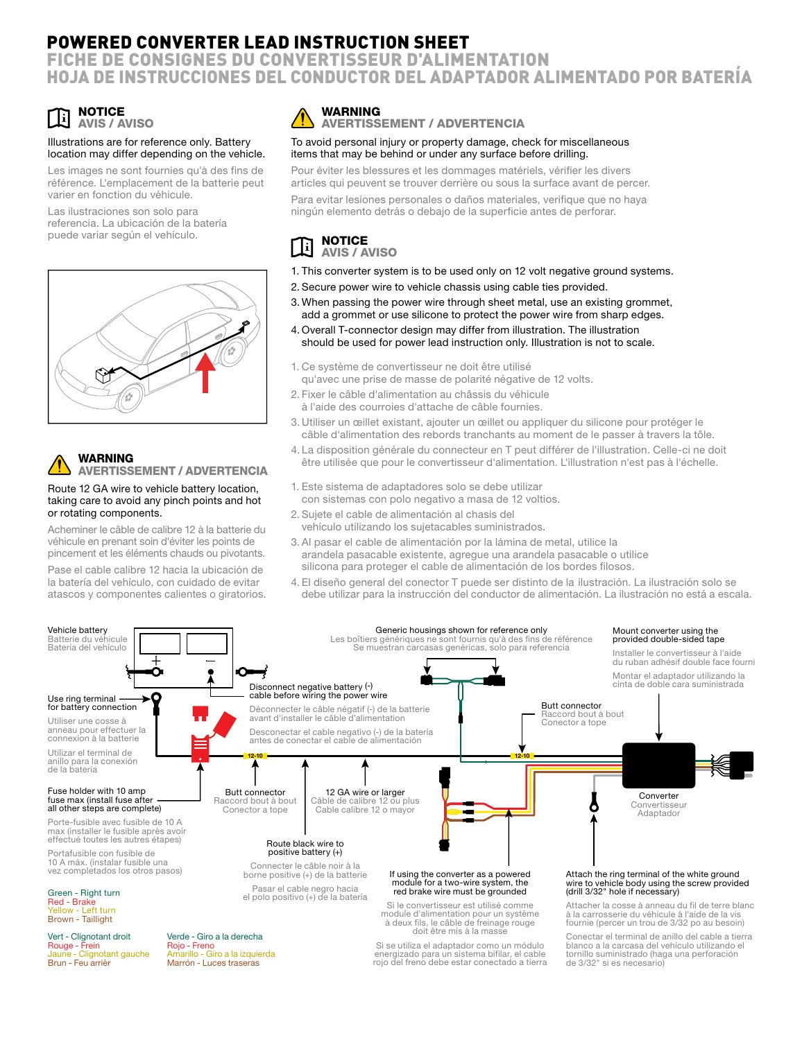# POWERED CONVERTER LEAD INSTRUCTION SHEET

## FICHE DE CONSIGNES DU CONVERTISSEUR D'ALIMENTATION

## HOJA DE INSTRUCCIONES DEL CONDUCTOR DEL ADAPTADOR ALIMENTADO POR BATERÍA

### NOTICE
**AVIS / AVISO**

Illustrations are for reference only. Battery location may differ depending on the vehicle.

Les images ne sont fournies qu'à des fins de référence. L'emplacement de la batterie peut varier en fonction du véhicule.

Las ilustraciones son solo para referencia. La ubicación de la batería puede variar según el vehículo.

### WARNING
**AVERTISSEMENT / ADVERTENCIA**

Route 12 GA wire to vehicle battery location, taking care to avoid any pinch points and hot or rotating components.

Acheminer le câble de calibre 12 à la batterie du véhicule en prenant soin d'éviter les points de pincement et les éléments chauds ou pivotants.

Pase el cable calibre 12 hacia la ubicación de la batería del vehículo, con cuidado de evitar atascos y componentes calientes o giratorios.

### WARNING
**AVERTISSEMENT / ADVERTENCIA**

To avoid personal injury or property damage, check for miscellaneous items that may be behind or under any surface before drilling.

Pour éviter les blessures et les dommages matériels, vérifier les divers articles qui peuvent se trouver derrière ou sous la surface avant de percer.

Para evitar lesiones personales o daños materiales, verifique que no haya ningún elemento detrás o debajo de la superficie antes de perforar.

### NOTICE
**AVIS / AVISO**

1. This converter system is to be used only on 12 volt negative ground systems.
2. Secure power wire to vehicle chassis using cable ties provided.
3. When passing the power wire through sheet metal, use an existing grommet, add a grommet or use silicone to protect the power wire from sharp edges.
4. Overall T-connector design may differ from illustration. The illustration should be used for power lead instruction only. Illustration is not to scale.

1. Ce système de convertisseur ne doit être utilisé qu'avec une prise de masse de polarité négative de 12 volts.
2. Fixer le câble d'alimentation au châssis du véhicule à l'aide des courroies d'attache de câble fournies.
3. Utiliser un œillet existant, ajouter un œillet ou appliquer du silicone pour protéger le câble d'alimentation des rebords tranchants au moment de le passer à travers la tôle.
4. La disposition générale du connecteur en T peut différer de l'illustration. Celle-ci ne doit être utilisée que pour le convertisseur d'alimentation. L'illustration n'est pas à l'échelle.

1. Este sistema de adaptadores solo se debe utilizar con sistemas con polo negativo a masa de 12 voltios.
2. Sujete el cable de alimentación al chasis del vehículo utilizando los sujetacables suministrados.
3. Al pasar el cable de alimentación por la lámina de metal, utilice la arandela pasacable existente, agregue una arandela pasacable o utilice silicona para proteger el cable de alimentación de los bordes filosos.
4. El diseño general del conector T puede ser distinto de la ilustración. La ilustración solo se debe utilizar para la instrucción del conductor de alimentación. La ilustración no está a escala.

Vehicle battery
Batterie du véhicule
Batería del vehículo

Generic housings shown for reference only
Les boîtiers génériques ne sont fournis qu'à des fins de référence
Se muestran carcasas genéricas, solo para referencia

Mount converter using the provided double-sided tape
Installer le convertisseur à l'aide du ruban adhésif double face fourni
Montar el adaptador utilizando la cinta de doble cara suministrada

Use ring terminal for battery connection
Utiliser une cosse à anneau pour effectuer la connexion à la batterie
Utilizar el terminal de anillo para la conexión de la batería

Disconnect negative battery (-) cable before wiring the power wire
Déconnecter le câble négatif (-) de la batterie avant d'installer le câble d'alimentation
Desconectar el cable negativo (-) de la batería antes de conectar el cable de alimentación

Butt connector
Raccord bout à bout
Conector a tope

12-10

Fuse holder with 10 amp fuse max (install fuse after all other steps are complete)
Porte-fusible avec fusible de 10 A max (installer le fusible après avoir effectué toutes les autres étapes)
Portafusible con fusible de 10 A máx. (instalar fusible una vez completados los otros pasos)

Butt connector
Raccord bout à bout
Conector a tope

12 GA wire or larger
Câble de calibre 12 ou plus
Cable calibre 12 o mayor

Converter
Convertisseur
Adaptador

Route black wire to positive battery (+)
Connecter le câble noir à la borne positive (+) de la batterie
Pasar el cable negro hacia el polo positivo (+) de la batería

If using the converter as a powered module for a two-wire system, the red brake wire must be grounded
Si le convertisseur est utilisé comme module d'alimentation pour un système à deux fils, le câble de freinage rouge doit être mis à la masse
Si se utiliza el adaptador como un módulo energizado para un sistema bifilar, el cable rojo del freno debe estar conectado a tierra

Attach the ring terminal of the white ground wire to vehicle body using the screw provided (drill 3/32" hole if necessary)
Attacher la cosse à anneau du fil de terre blanc à la carrosserie du véhicule à l'aide de la vis fournie (percer un trou de 3/32 po au besoin)
Conectar el terminal de anillo del cable a tierra blanco a la carcasa del vehículo utilizando el tornillo suministrado (haga una perforación de 3/32" si es necesario)

Green - Right turn
Red - Brake
Yellow - Left turn
Brown - Taillight

Vert - Clignotant droit
Rouge - Frein
Jaune - Clignotant gauche
Brun - Feu arrièr

Verde - Giro a la derecha
Rojo - Freno
Amarillo - Giro a la izquierda
Marrón - Luces traseras